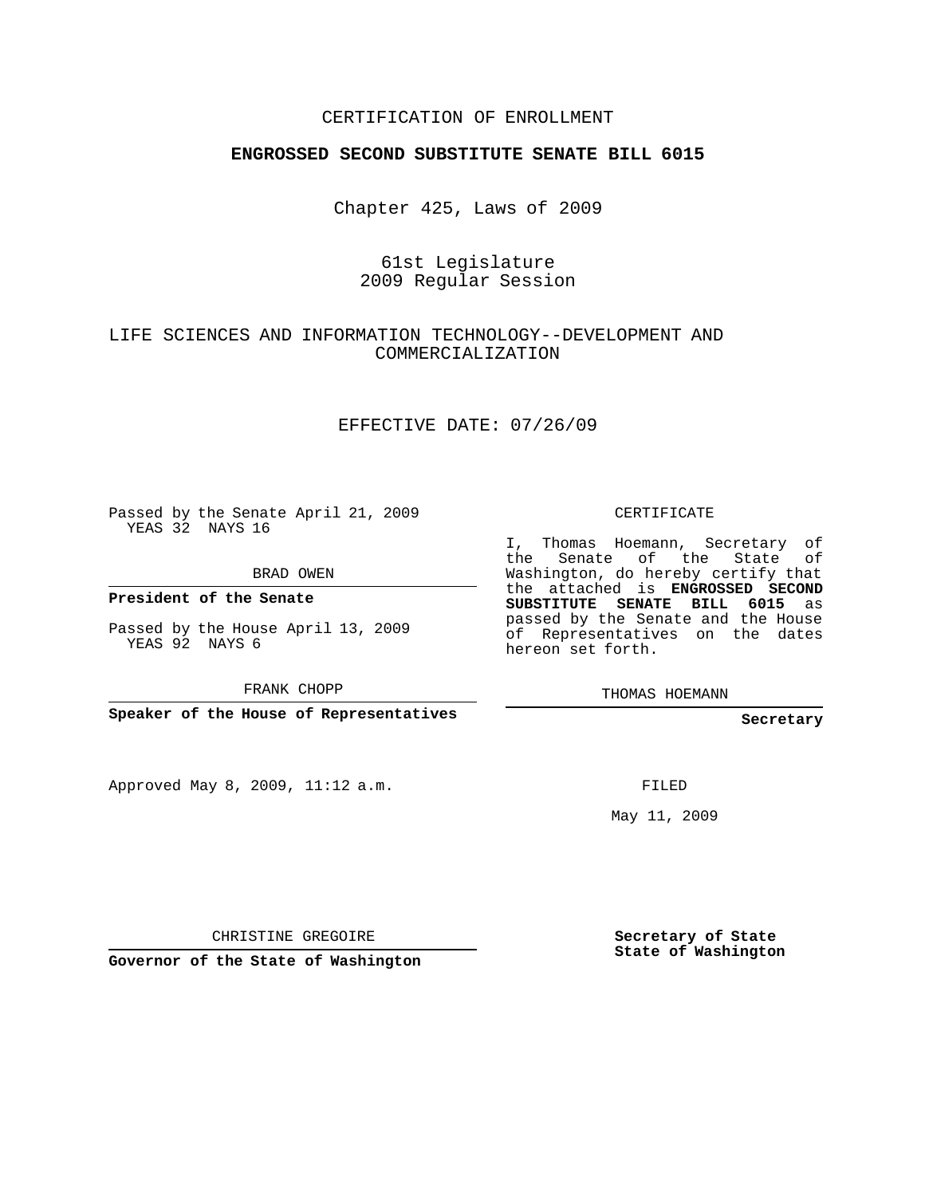CERTIFICATION OF ENROLLMENT

**ENGROSSED SECOND SUBSTITUTE SENATE BILL 6015**

Chapter 425, Laws of 2009

61st Legislature
2009 Regular Session

LIFE SCIENCES AND INFORMATION TECHNOLOGY--DEVELOPMENT AND COMMERCIALIZATION

EFFECTIVE DATE: 07/26/09

Passed by the Senate April 21, 2009
YEAS 32 NAYS 16

BRAD OWEN

**President of the Senate**

Passed by the House April 13, 2009
YEAS 92 NAYS 6

FRANK CHOPP

**Speaker of the House of Representatives**

Approved May 8, 2009, 11:12 a.m.

CHRISTINE GREGOIRE

**Governor of the State of Washington**

CERTIFICATE

I, Thomas Hoemann, Secretary of the Senate of the State of Washington, do hereby certify that the attached is **ENGROSSED SECOND SUBSTITUTE SENATE BILL 6015** as passed by the Senate and the House of Representatives on the dates hereon set forth.

THOMAS HOEMANN

**Secretary**

FILED

May 11, 2009

**Secretary of State**
**State of Washington**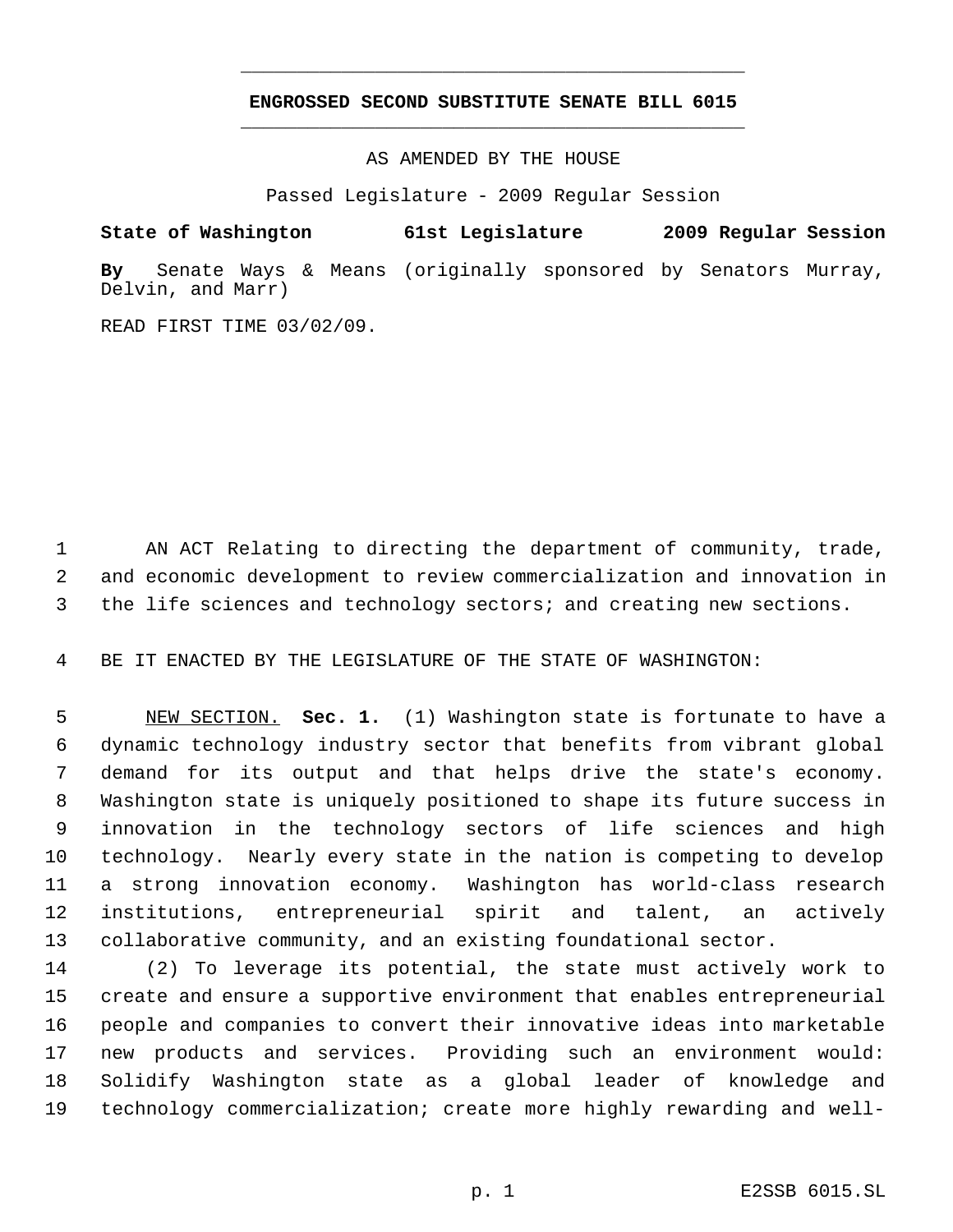# ENGROSSED SECOND SUBSTITUTE SENATE BILL 6015

AS AMENDED BY THE HOUSE

Passed Legislature - 2009 Regular Session

**State of Washington 61st Legislature 2009 Regular Session**

**By** Senate Ways & Means (originally sponsored by Senators Murray, Delvin, and Marr)

READ FIRST TIME 03/02/09.

AN ACT Relating to directing the department of community, trade, and economic development to review commercialization and innovation in the life sciences and technology sectors; and creating new sections.

BE IT ENACTED BY THE LEGISLATURE OF THE STATE OF WASHINGTON:

NEW SECTION. **Sec. 1.** (1) Washington state is fortunate to have a dynamic technology industry sector that benefits from vibrant global demand for its output and that helps drive the state's economy. Washington state is uniquely positioned to shape its future success in innovation in the technology sectors of life sciences and high technology. Nearly every state in the nation is competing to develop a strong innovation economy. Washington has world-class research institutions, entrepreneurial spirit and talent, an actively collaborative community, and an existing foundational sector.

(2) To leverage its potential, the state must actively work to create and ensure a supportive environment that enables entrepreneurial people and companies to convert their innovative ideas into marketable new products and services. Providing such an environment would: Solidify Washington state as a global leader of knowledge and technology commercialization; create more highly rewarding and well-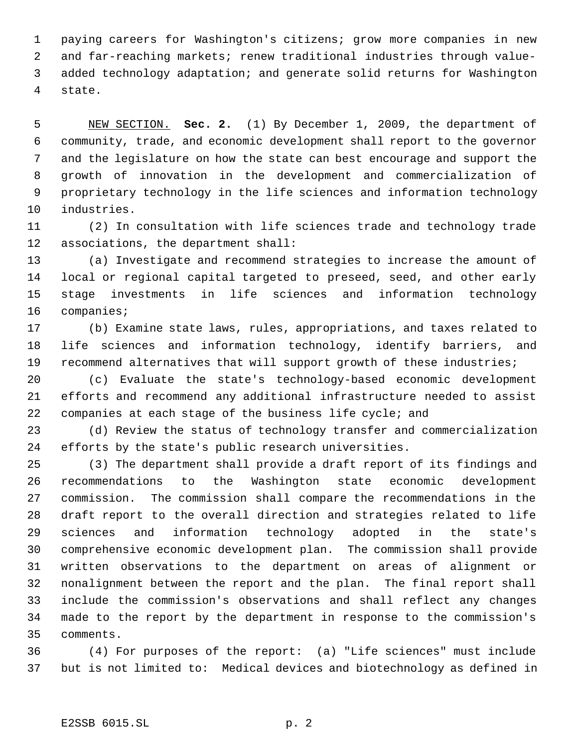paying careers for Washington's citizens; grow more companies in new and far-reaching markets; renew traditional industries through value-added technology adaptation; and generate solid returns for Washington state.

NEW SECTION. **Sec. 2.** (1) By December 1, 2009, the department of community, trade, and economic development shall report to the governor and the legislature on how the state can best encourage and support the growth of innovation in the development and commercialization of proprietary technology in the life sciences and information technology industries.

(2) In consultation with life sciences trade and technology trade associations, the department shall:

(a) Investigate and recommend strategies to increase the amount of local or regional capital targeted to preseed, seed, and other early stage investments in life sciences and information technology companies;

(b) Examine state laws, rules, appropriations, and taxes related to life sciences and information technology, identify barriers, and recommend alternatives that will support growth of these industries;

(c) Evaluate the state's technology-based economic development efforts and recommend any additional infrastructure needed to assist companies at each stage of the business life cycle; and

(d) Review the status of technology transfer and commercialization efforts by the state's public research universities.

(3) The department shall provide a draft report of its findings and recommendations to the Washington state economic development commission. The commission shall compare the recommendations in the draft report to the overall direction and strategies related to life sciences and information technology adopted in the state's comprehensive economic development plan. The commission shall provide written observations to the department on areas of alignment or nonalignment between the report and the plan. The final report shall include the commission's observations and shall reflect any changes made to the report by the department in response to the commission's comments.

(4) For purposes of the report: (a) "Life sciences" must include but is not limited to: Medical devices and biotechnology as defined in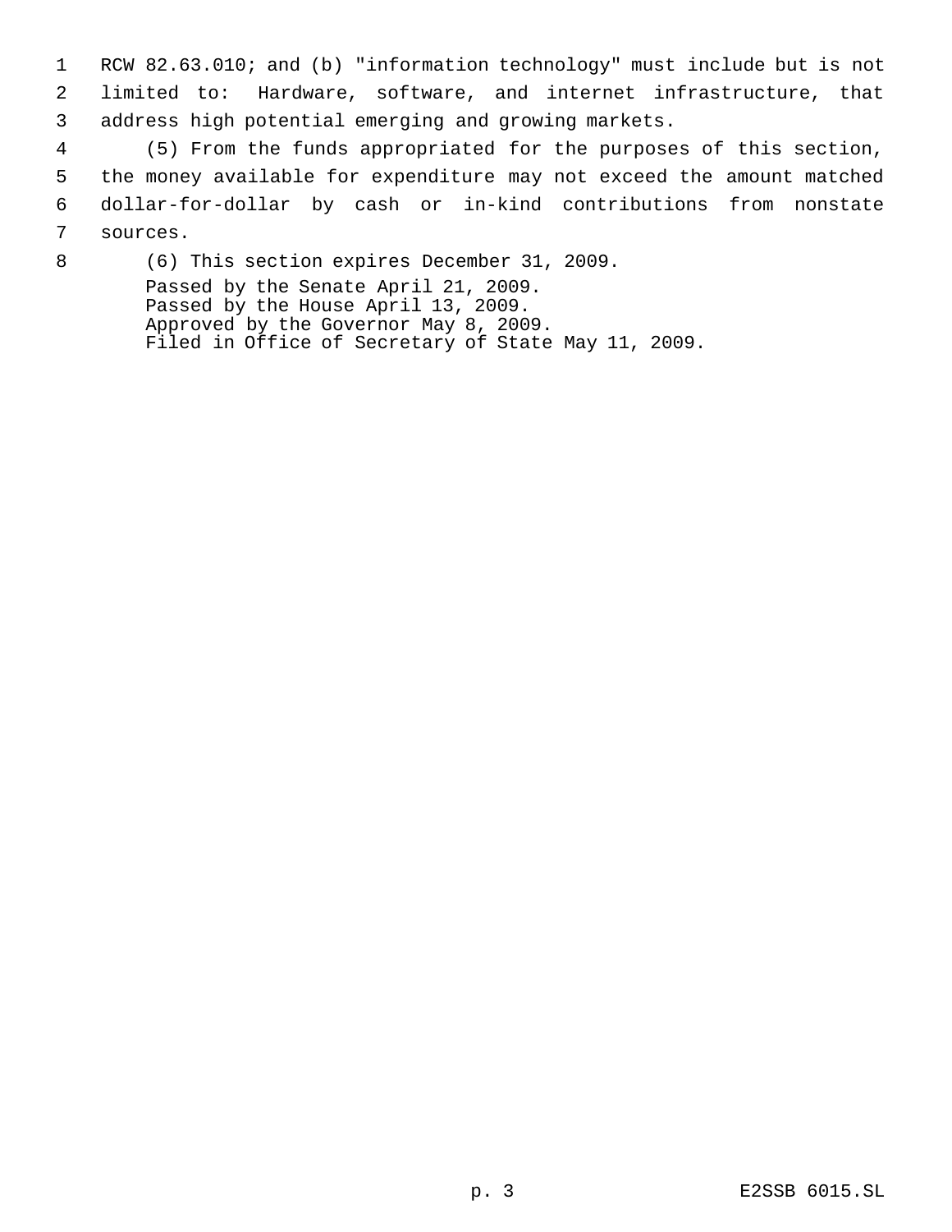RCW 82.63.010; and (b) "information technology" must include but is not limited to: Hardware, software, and internet infrastructure, that address high potential emerging and growing markets.

(5) From the funds appropriated for the purposes of this section, the money available for expenditure may not exceed the amount matched dollar-for-dollar by cash or in-kind contributions from nonstate sources.

(6) This section expires December 31, 2009.

Passed by the Senate April 21, 2009.
Passed by the House April 13, 2009.
Approved by the Governor May 8, 2009.
Filed in Office of Secretary of State May 11, 2009.